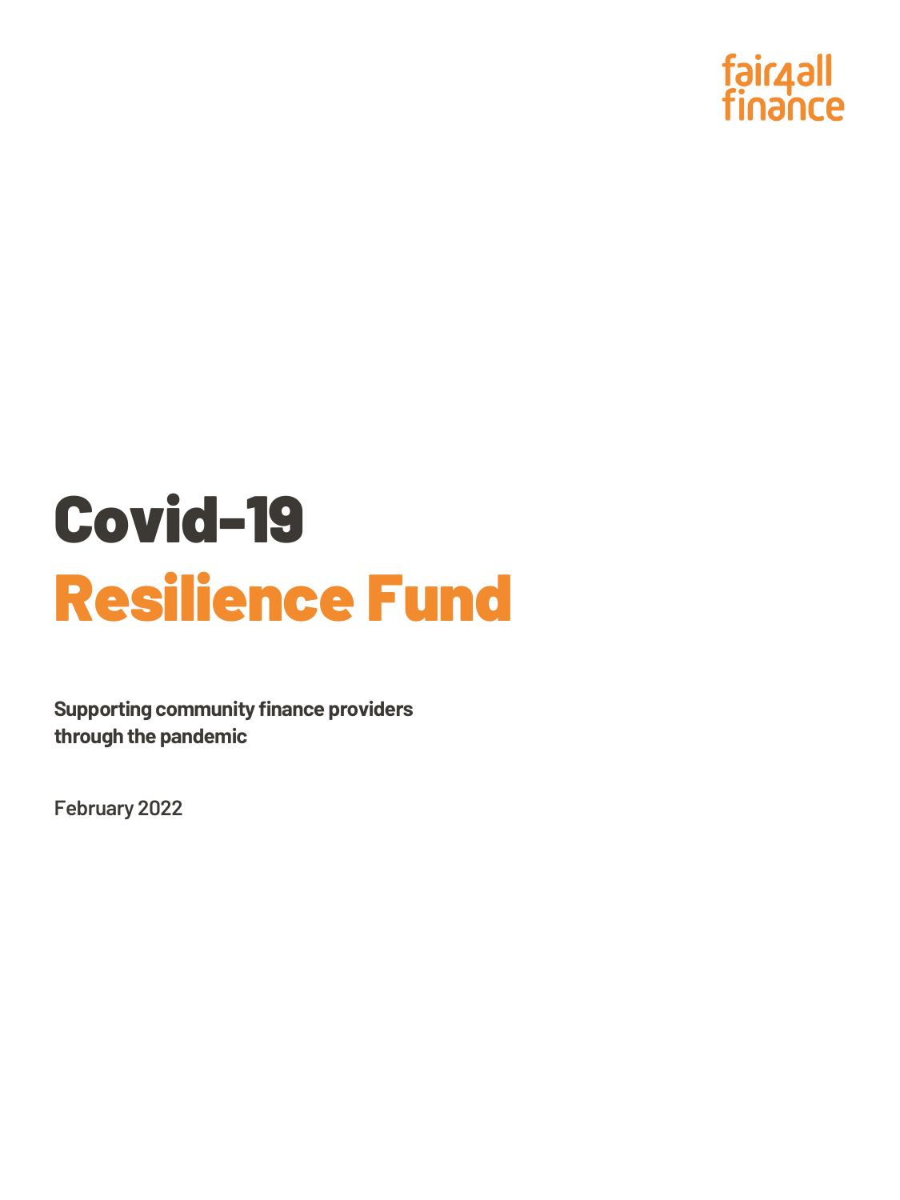fair4all finance

# Covid-19 Resilience Fund

**Supporting community finance providers through the pandemic**

February 2022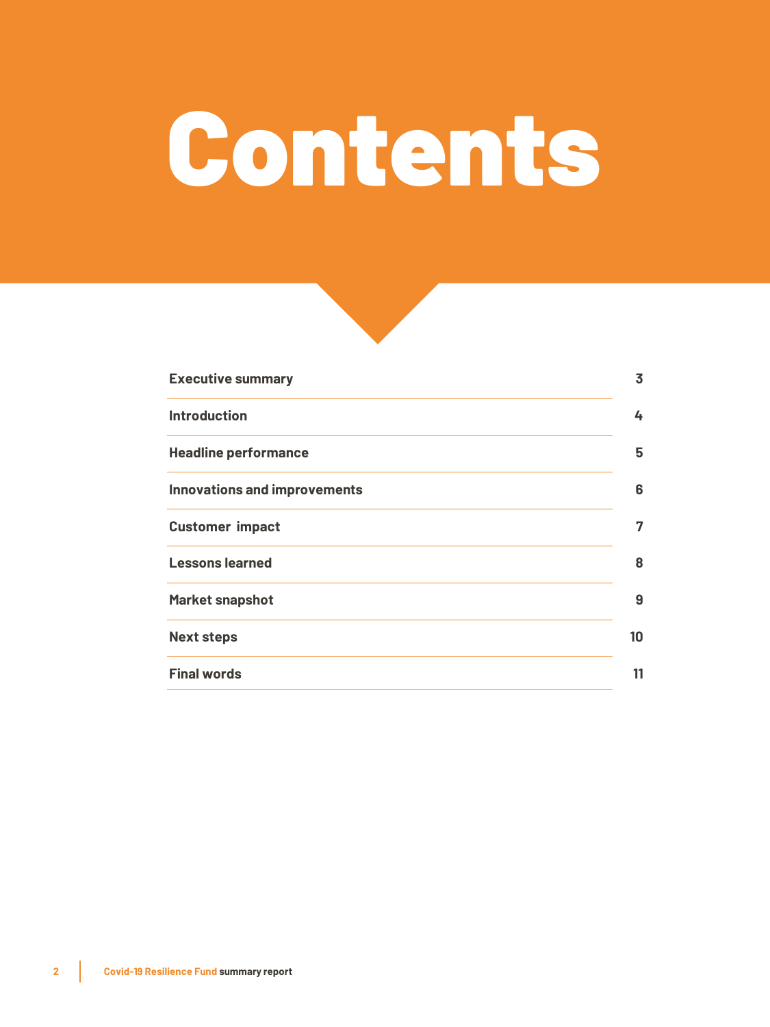# Contents

| | |
|---|---|
| Executive summary | 3 |
| Introduction | 4 |
| Headline performance | 5 |
| Innovations and improvements | 6 |
| Customer impact | 7 |
| Lessons learned | 8 |
| Market snapshot | 9 |
| Next steps | 10 |
| Final words | 11 |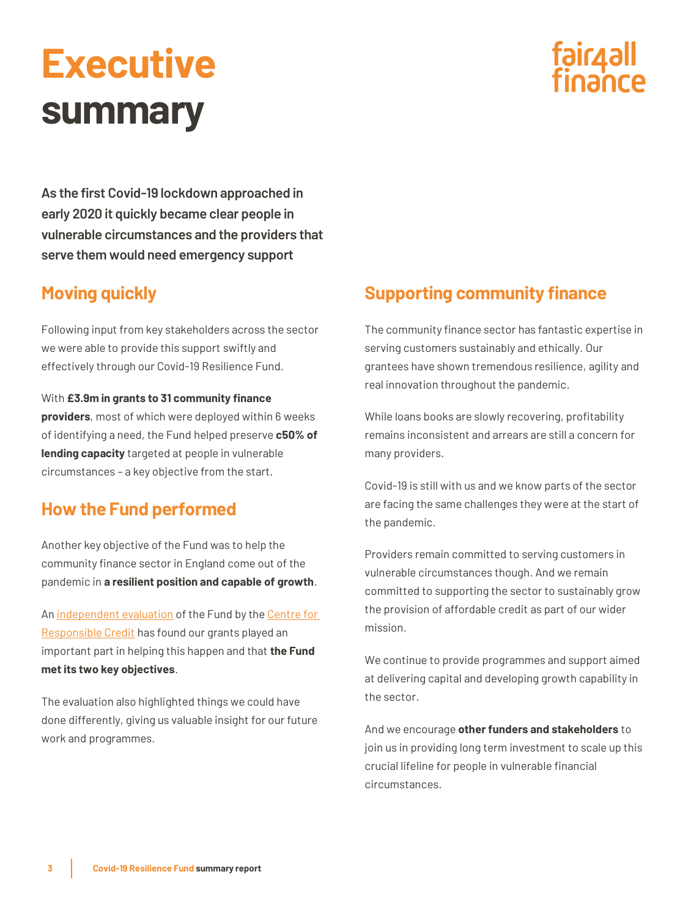# Executive summary

fair4all finance

**As the first Covid-19 lockdown approached in early 2020 it quickly became clear people in vulnerable circumstances and the providers that serve them would need emergency support**

## Moving quickly

Following input from key stakeholders across the sector we were able to provide this support swiftly and effectively through our Covid-19 Resilience Fund.

With **£3.9m in grants to 31 community finance providers**, most of which were deployed within 6 weeks of identifying a need, the Fund helped preserve **c50% of lending capacity** targeted at people in vulnerable circumstances – a key objective from the start.

## How the Fund performed

Another key objective of the Fund was to help the community finance sector in England come out of the pandemic in **a resilient position and capable of growth**.

An independent evaluation of the Fund by the Centre for Responsible Credit has found our grants played an important part in helping this happen and that **the Fund met its two key objectives**.

The evaluation also highlighted things we could have done differently, giving us valuable insight for our future work and programmes.

## Supporting community finance

The community finance sector has fantastic expertise in serving customers sustainably and ethically. Our grantees have shown tremendous resilience, agility and real innovation throughout the pandemic.

While loans books are slowly recovering, profitability remains inconsistent and arrears are still a concern for many providers.

Covid-19 is still with us and we know parts of the sector are facing the same challenges they were at the start of the pandemic.

Providers remain committed to serving customers in vulnerable circumstances though. And we remain committed to supporting the sector to sustainably grow the provision of affordable credit as part of our wider mission.

We continue to provide programmes and support aimed at delivering capital and developing growth capability in the sector.

And we encourage **other funders and stakeholders** to join us in providing long term investment to scale up this crucial lifeline for people in vulnerable financial circumstances.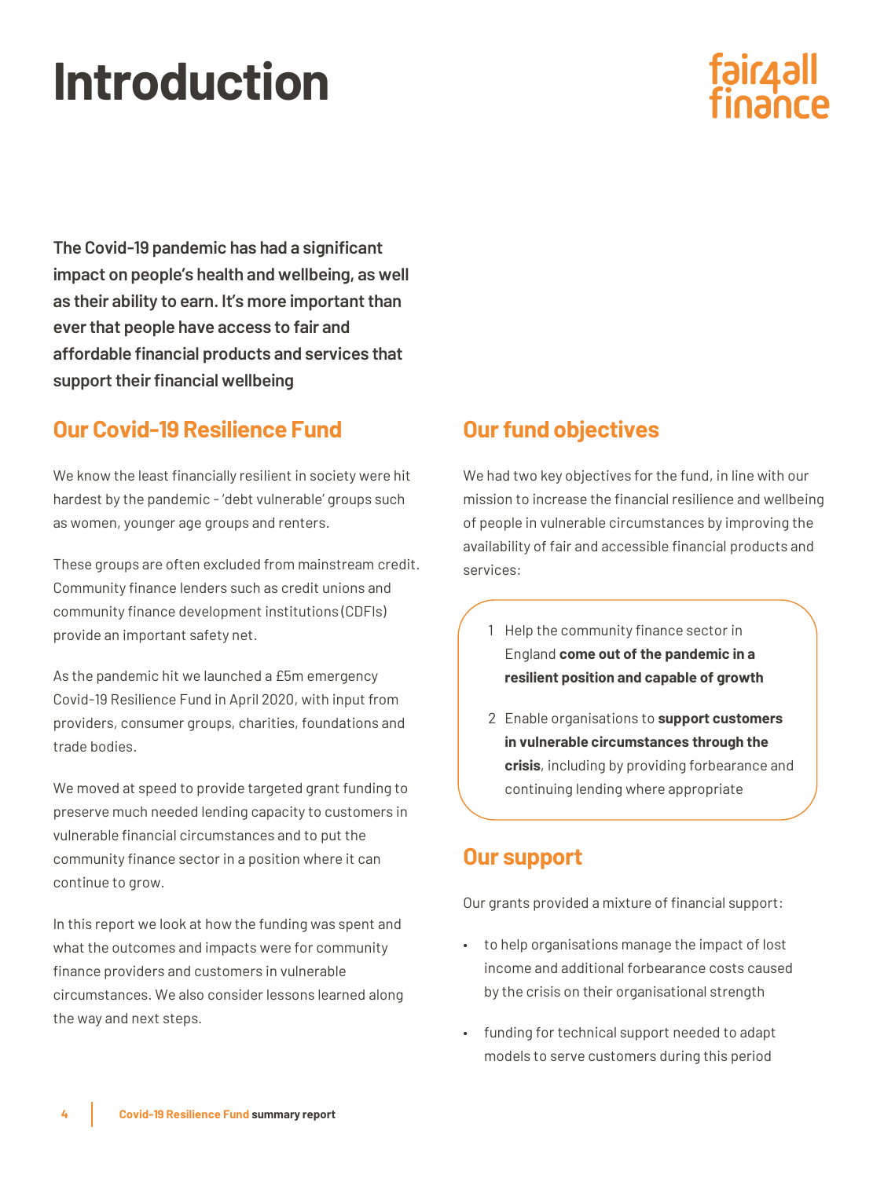# Introduction

fair4all finance

**The Covid-19 pandemic has had a significant impact on people's health and wellbeing, as well as their ability to earn. It's more important than ever that people have access to fair and affordable financial products and services that support their financial wellbeing**

## Our Covid-19 Resilience Fund

We know the least financially resilient in society were hit hardest by the pandemic - 'debt vulnerable' groups such as women, younger age groups and renters.

These groups are often excluded from mainstream credit. Community finance lenders such as credit unions and community finance development institutions (CDFIs) provide an important safety net.

As the pandemic hit we launched a £5m emergency Covid-19 Resilience Fund in April 2020, with input from providers, consumer groups, charities, foundations and trade bodies.

We moved at speed to provide targeted grant funding to preserve much needed lending capacity to customers in vulnerable financial circumstances and to put the community finance sector in a position where it can continue to grow.

In this report we look at how the funding was spent and what the outcomes and impacts were for community finance providers and customers in vulnerable circumstances. We also consider lessons learned along the way and next steps.

## Our fund objectives

We had two key objectives for the fund, in line with our mission to increase the financial resilience and wellbeing of people in vulnerable circumstances by improving the availability of fair and accessible financial products and services:

1. Help the community finance sector in England **come out of the pandemic in a resilient position and capable of growth**
2. Enable organisations to **support customers in vulnerable circumstances through the crisis**, including by providing forbearance and continuing lending where appropriate

## Our support

Our grants provided a mixture of financial support:

- to help organisations manage the impact of lost income and additional forbearance costs caused by the crisis on their organisational strength
- funding for technical support needed to adapt models to serve customers during this period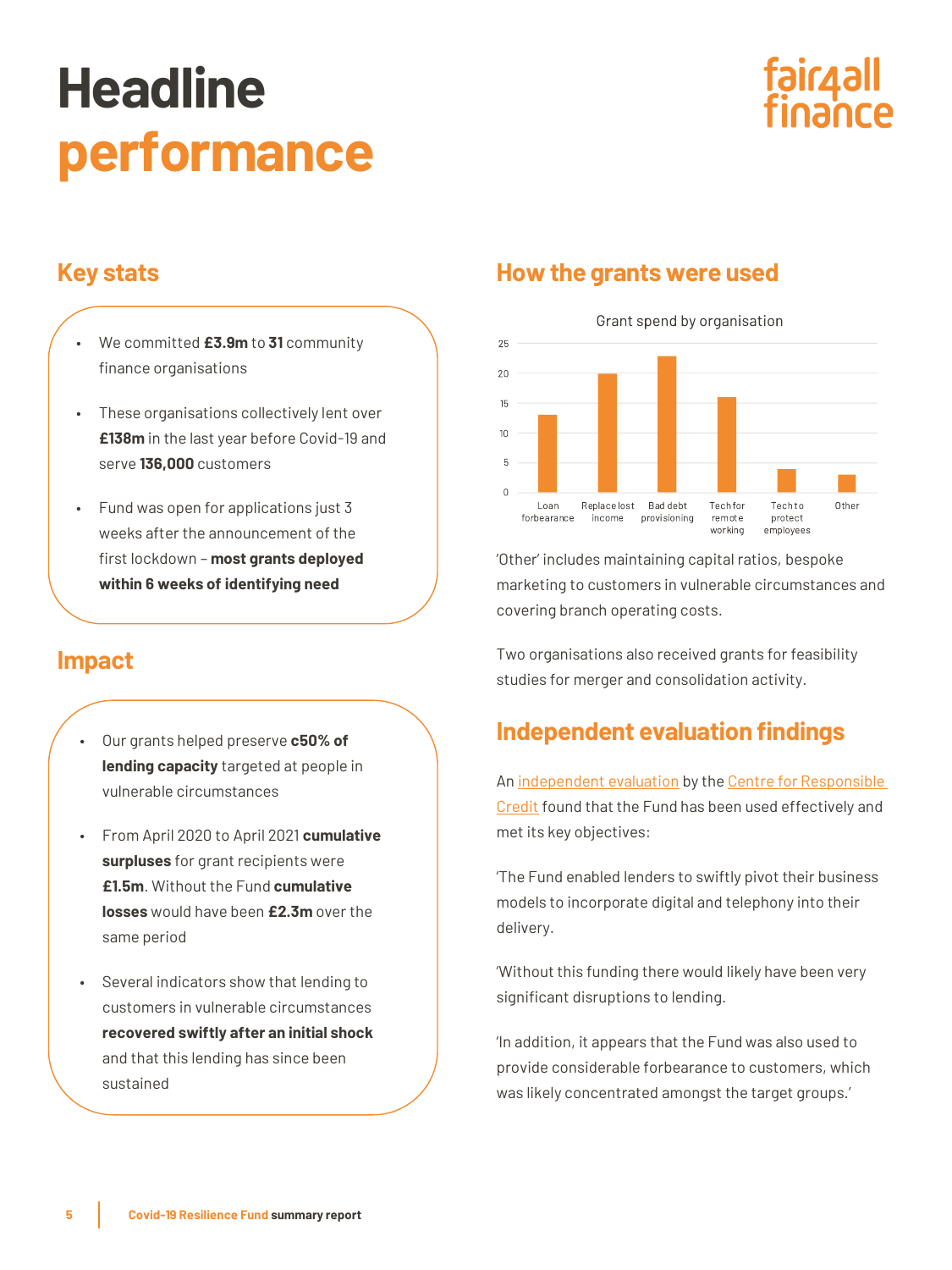# Headline performance

## Key stats

- We committed **£3.9m** to **31** community finance organisations
- These organisations collectively lent over **£138m** in the last year before Covid-19 and serve **136,000** customers
- Fund was open for applications just 3 weeks after the announcement of the first lockdown – **most grants deployed within 6 weeks of identifying need**

## Impact

- Our grants helped preserve **c50% of lending capacity** targeted at people in vulnerable circumstances
- From April 2020 to April 2021 **cumulative surpluses** for grant recipients were **£1.5m**. Without the Fund **cumulative losses** would have been **£2.3m** over the same period
- Several indicators show that lending to customers in vulnerable circumstances **recovered swiftly after an initial shock** and that this lending has since been sustained

## How the grants were used

Grant spend by organisation

| Category | Value |
|---|---|
| Loan forbearance | 13 |
| Replace lost income | 20 |
| Bad debt provisioning | 23 |
| Tech for remote working | 16 |
| Tech to protect employees | 4 |
| Other | 3 |

'Other' includes maintaining capital ratios, bespoke marketing to customers in vulnerable circumstances and covering branch operating costs.

Two organisations also received grants for feasibility studies for merger and consolidation activity.

## Independent evaluation findings

An independent evaluation by the Centre for Responsible Credit found that the Fund has been used effectively and met its key objectives:

'The Fund enabled lenders to swiftly pivot their business models to incorporate digital and telephony into their delivery.

'Without this funding there would likely have been very significant disruptions to lending.

'In addition, it appears that the Fund was also used to provide considerable forbearance to customers, which was likely concentrated amongst the target groups.'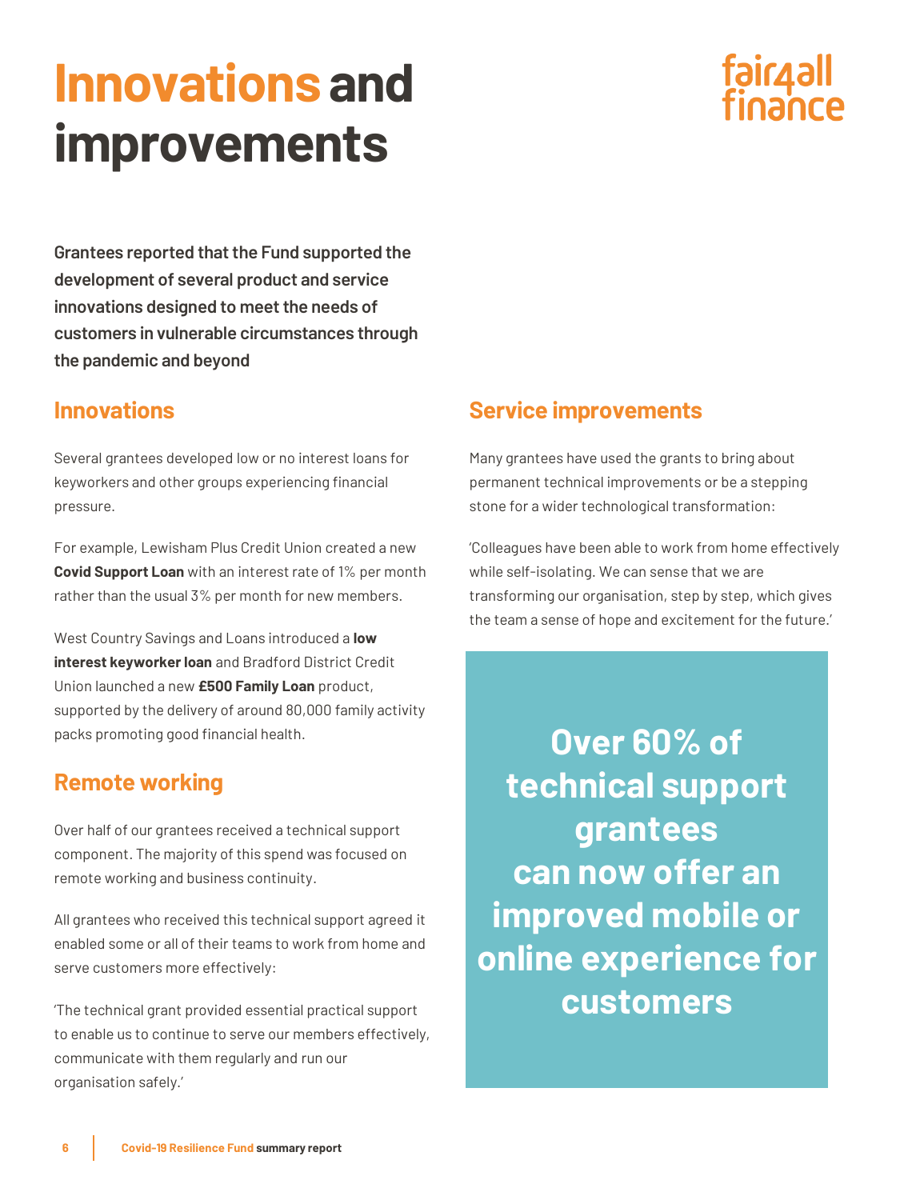# Innovations and improvements

**Grantees reported that the Fund supported the development of several product and service innovations designed to meet the needs of customers in vulnerable circumstances through the pandemic and beyond**

## Innovations

Several grantees developed low or no interest loans for keyworkers and other groups experiencing financial pressure.

For example, Lewisham Plus Credit Union created a new **Covid Support Loan** with an interest rate of 1% per month rather than the usual 3% per month for new members.

West Country Savings and Loans introduced a **low interest keyworker loan** and Bradford District Credit Union launched a new **£500 Family Loan** product, supported by the delivery of around 80,000 family activity packs promoting good financial health.

## Remote working

Over half of our grantees received a technical support component. The majority of this spend was focused on remote working and business continuity.

All grantees who received this technical support agreed it enabled some or all of their teams to work from home and serve customers more effectively:

'The technical grant provided essential practical support to enable us to continue to serve our members effectively, communicate with them regularly and run our organisation safely.'

## Service improvements

Many grantees have used the grants to bring about permanent technical improvements or be a stepping stone for a wider technological transformation:

'Colleagues have been able to work from home effectively while self-isolating. We can sense that we are transforming our organisation, step by step, which gives the team a sense of hope and excitement for the future.'

**Over 60% of technical support grantees can now offer an improved mobile or online experience for customers**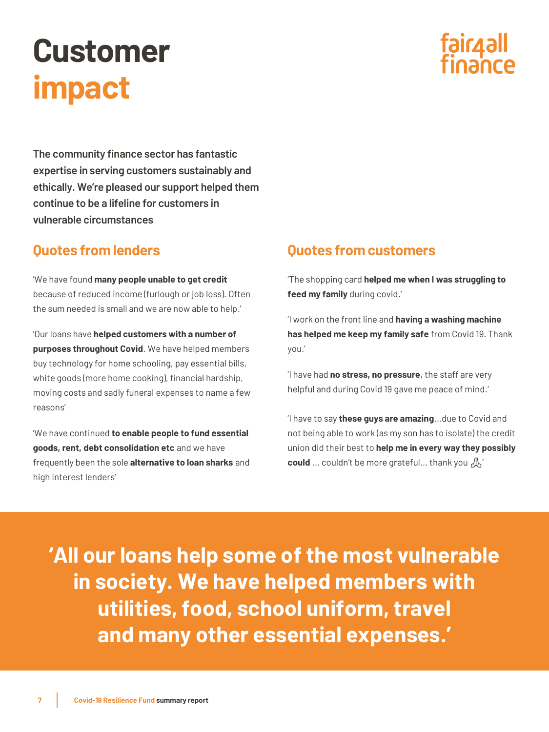# Customer impact

fair4all finance

**The community finance sector has fantastic expertise in serving customers sustainably and ethically. We're pleased our support helped them continue to be a lifeline for customers in vulnerable circumstances**

## Quotes from lenders

'We have found **many people unable to get credit** because of reduced income (furlough or job loss). Often the sum needed is small and we are now able to help.'

'Our loans have **helped customers with a number of purposes throughout Covid**. We have helped members buy technology for home schooling, pay essential bills, white goods (more home cooking), financial hardship, moving costs and sadly funeral expenses to name a few reasons'

'We have continued **to enable people to fund essential goods, rent, debt consolidation etc** and we have frequently been the sole **alternative to loan sharks** and high interest lenders'

## Quotes from customers

'The shopping card **helped me when I was struggling to feed my family** during covid.'

'I work on the front line and **having a washing machine has helped me keep my family safe** from Covid 19. Thank you.'

'I have had **no stress, no pressure**, the staff are very helpful and during Covid 19 gave me peace of mind.'

'I have to say **these guys are amazing**...due to Covid and not being able to work (as my son has to isolate) the credit union did their best to **help me in every way they possibly could** ... couldn't be more grateful... thank you 🙏'

**'All our loans help some of the most vulnerable in society. We have helped members with utilities, food, school uniform, travel and many other essential expenses.'**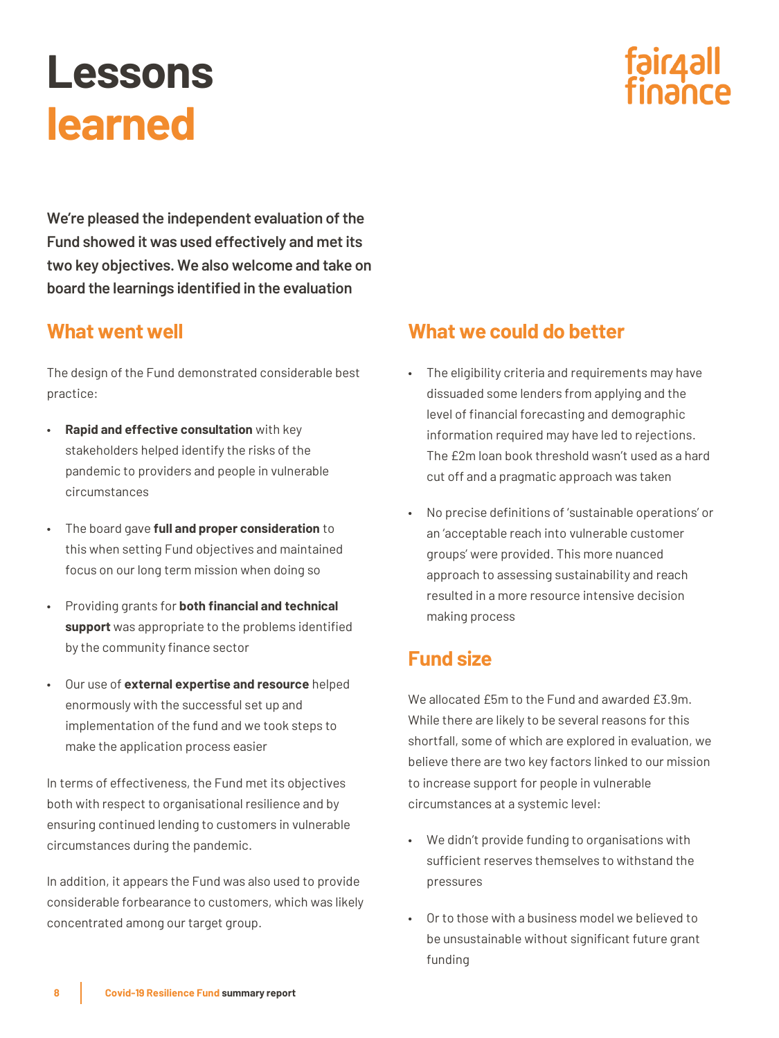# Lessons learned

**We're pleased the independent evaluation of the Fund showed it was used effectively and met its two key objectives. We also welcome and take on board the learnings identified in the evaluation**

## What went well

The design of the Fund demonstrated considerable best practice:

- **Rapid and effective consultation** with key stakeholders helped identify the risks of the pandemic to providers and people in vulnerable circumstances
- The board gave **full and proper consideration** to this when setting Fund objectives and maintained focus on our long term mission when doing so
- Providing grants for **both financial and technical support** was appropriate to the problems identified by the community finance sector
- Our use of **external expertise and resource** helped enormously with the successful set up and implementation of the fund and we took steps to make the application process easier

In terms of effectiveness, the Fund met its objectives both with respect to organisational resilience and by ensuring continued lending to customers in vulnerable circumstances during the pandemic.

In addition, it appears the Fund was also used to provide considerable forbearance to customers, which was likely concentrated among our target group.

## What we could do better

- The eligibility criteria and requirements may have dissuaded some lenders from applying and the level of financial forecasting and demographic information required may have led to rejections. The £2m loan book threshold wasn't used as a hard cut off and a pragmatic approach was taken
- No precise definitions of 'sustainable operations' or an 'acceptable reach into vulnerable customer groups' were provided. This more nuanced approach to assessing sustainability and reach resulted in a more resource intensive decision making process

## Fund size

We allocated £5m to the Fund and awarded £3.9m. While there are likely to be several reasons for this shortfall, some of which are explored in evaluation, we believe there are two key factors linked to our mission to increase support for people in vulnerable circumstances at a systemic level:

- We didn't provide funding to organisations with sufficient reserves themselves to withstand the pressures
- Or to those with a business model we believed to be unsustainable without significant future grant funding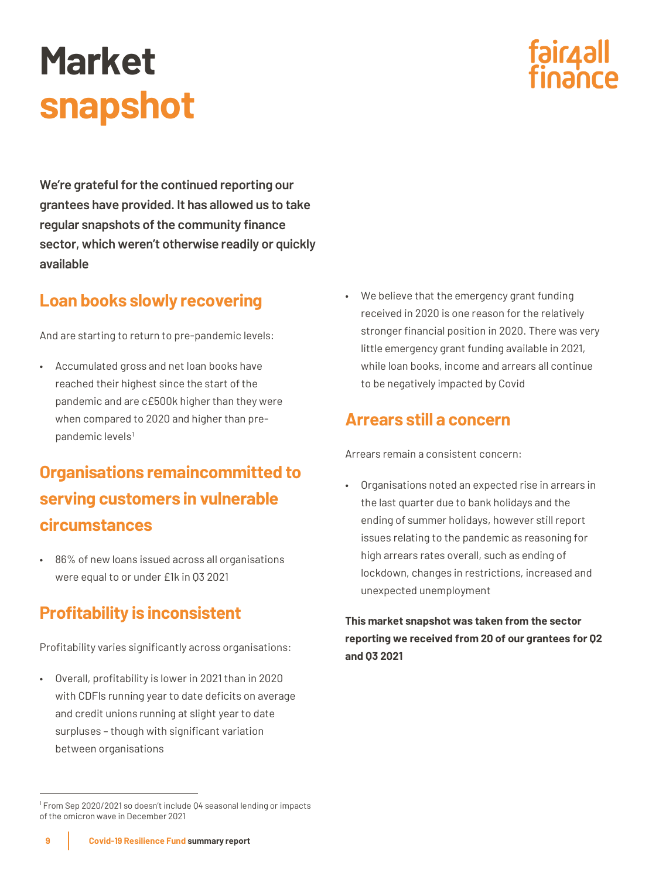# Market snapshot

**We're grateful for the continued reporting our grantees have provided. It has allowed us to take regular snapshots of the community finance sector, which weren't otherwise readily or quickly available**

## Loan books slowly recovering

And are starting to return to pre-pandemic levels:

- Accumulated gross and net loan books have reached their highest since the start of the pandemic and are c£500k higher than they were when compared to 2020 and higher than pre-pandemic levels[1]

## Organisations remaincommitted to serving customers in vulnerable circumstances

- 86% of new loans issued across all organisations were equal to or under £1k in Q3 2021

## Profitability is inconsistent

Profitability varies significantly across organisations:

- Overall, profitability is lower in 2021 than in 2020 with CDFIs running year to date deficits on average and credit unions running at slight year to date surpluses – though with significant variation between organisations
- We believe that the emergency grant funding received in 2020 is one reason for the relatively stronger financial position in 2020. There was very little emergency grant funding available in 2021, while loan books, income and arrears all continue to be negatively impacted by Covid

## Arrears still a concern

Arrears remain a consistent concern:

- Organisations noted an expected rise in arrears in the last quarter due to bank holidays and the ending of summer holidays, however still report issues relating to the pandemic as reasoning for high arrears rates overall, such as ending of lockdown, changes in restrictions, increased and unexpected unemployment

**This market snapshot was taken from the sector reporting we received from 20 of our grantees for Q2 and Q3 2021**

[1] From Sep 2020/2021 so doesn't include Q4 seasonal lending or impacts of the omicron wave in December 2021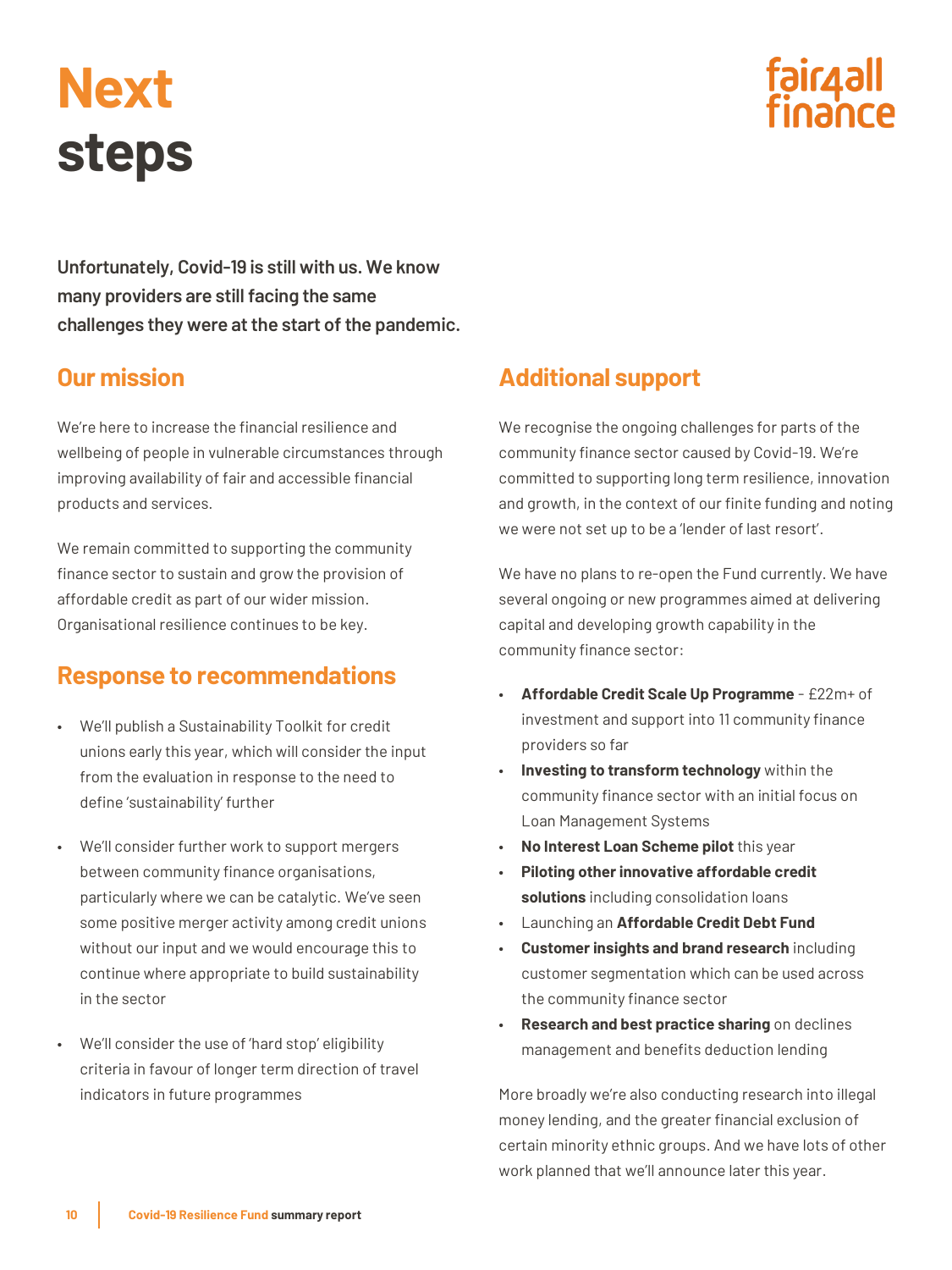# Next steps

**Unfortunately, Covid-19 is still with us. We know many providers are still facing the same challenges they were at the start of the pandemic.**

## Our mission

We're here to increase the financial resilience and wellbeing of people in vulnerable circumstances through improving availability of fair and accessible financial products and services.

We remain committed to supporting the community finance sector to sustain and grow the provision of affordable credit as part of our wider mission. Organisational resilience continues to be key.

## Response to recommendations

- We'll publish a Sustainability Toolkit for credit unions early this year, which will consider the input from the evaluation in response to the need to define 'sustainability' further
- We'll consider further work to support mergers between community finance organisations, particularly where we can be catalytic. We've seen some positive merger activity among credit unions without our input and we would encourage this to continue where appropriate to build sustainability in the sector
- We'll consider the use of 'hard stop' eligibility criteria in favour of longer term direction of travel indicators in future programmes

## Additional support

We recognise the ongoing challenges for parts of the community finance sector caused by Covid-19. We're committed to supporting long term resilience, innovation and growth, in the context of our finite funding and noting we were not set up to be a 'lender of last resort'.

We have no plans to re-open the Fund currently. We have several ongoing or new programmes aimed at delivering capital and developing growth capability in the community finance sector:

- **Affordable Credit Scale Up Programme** - £22m+ of investment and support into 11 community finance providers so far
- **Investing to transform technology** within the community finance sector with an initial focus on Loan Management Systems
- **No Interest Loan Scheme pilot** this year
- **Piloting other innovative affordable credit solutions** including consolidation loans
- Launching an **Affordable Credit Debt Fund**
- **Customer insights and brand research** including customer segmentation which can be used across the community finance sector
- **Research and best practice sharing** on declines management and benefits deduction lending

More broadly we're also conducting research into illegal money lending, and the greater financial exclusion of certain minority ethnic groups. And we have lots of other work planned that we'll announce later this year.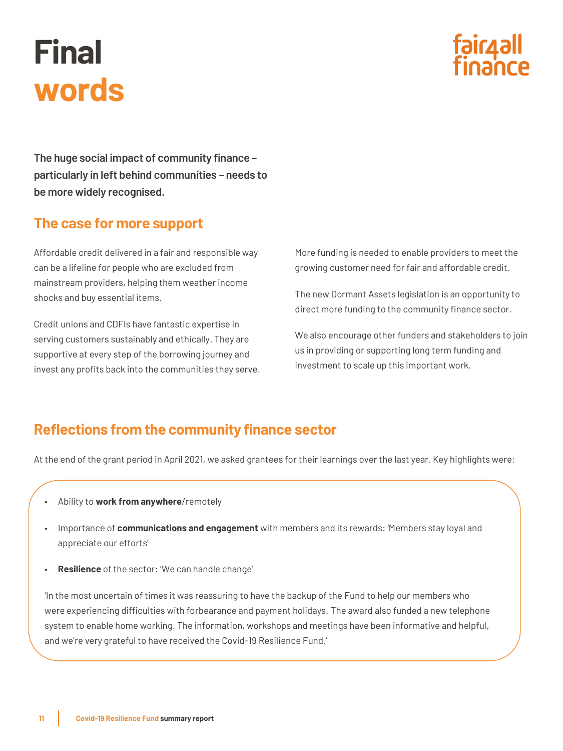# Final words

fair4all finance

**The huge social impact of community finance – particularly in left behind communities – needs to be more widely recognised.**

## The case for more support

Affordable credit delivered in a fair and responsible way can be a lifeline for people who are excluded from mainstream providers, helping them weather income shocks and buy essential items.

Credit unions and CDFIs have fantastic expertise in serving customers sustainably and ethically. They are supportive at every step of the borrowing journey and invest any profits back into the communities they serve.

More funding is needed to enable providers to meet the growing customer need for fair and affordable credit.

The new Dormant Assets legislation is an opportunity to direct more funding to the community finance sector.

We also encourage other funders and stakeholders to join us in providing or supporting long term funding and investment to scale up this important work.

## Reflections from the community finance sector

At the end of the grant period in April 2021, we asked grantees for their learnings over the last year. Key highlights were:

- Ability to **work from anywhere**/remotely
- Importance of **communications and engagement** with members and its rewards: 'Members stay loyal and appreciate our efforts'
- **Resilience** of the sector: 'We can handle change'

'In the most uncertain of times it was reassuring to have the backup of the Fund to help our members who were experiencing difficulties with forbearance and payment holidays. The award also funded a new telephone system to enable home working. The information, workshops and meetings have been informative and helpful, and we're very grateful to have received the Covid-19 Resilience Fund.'